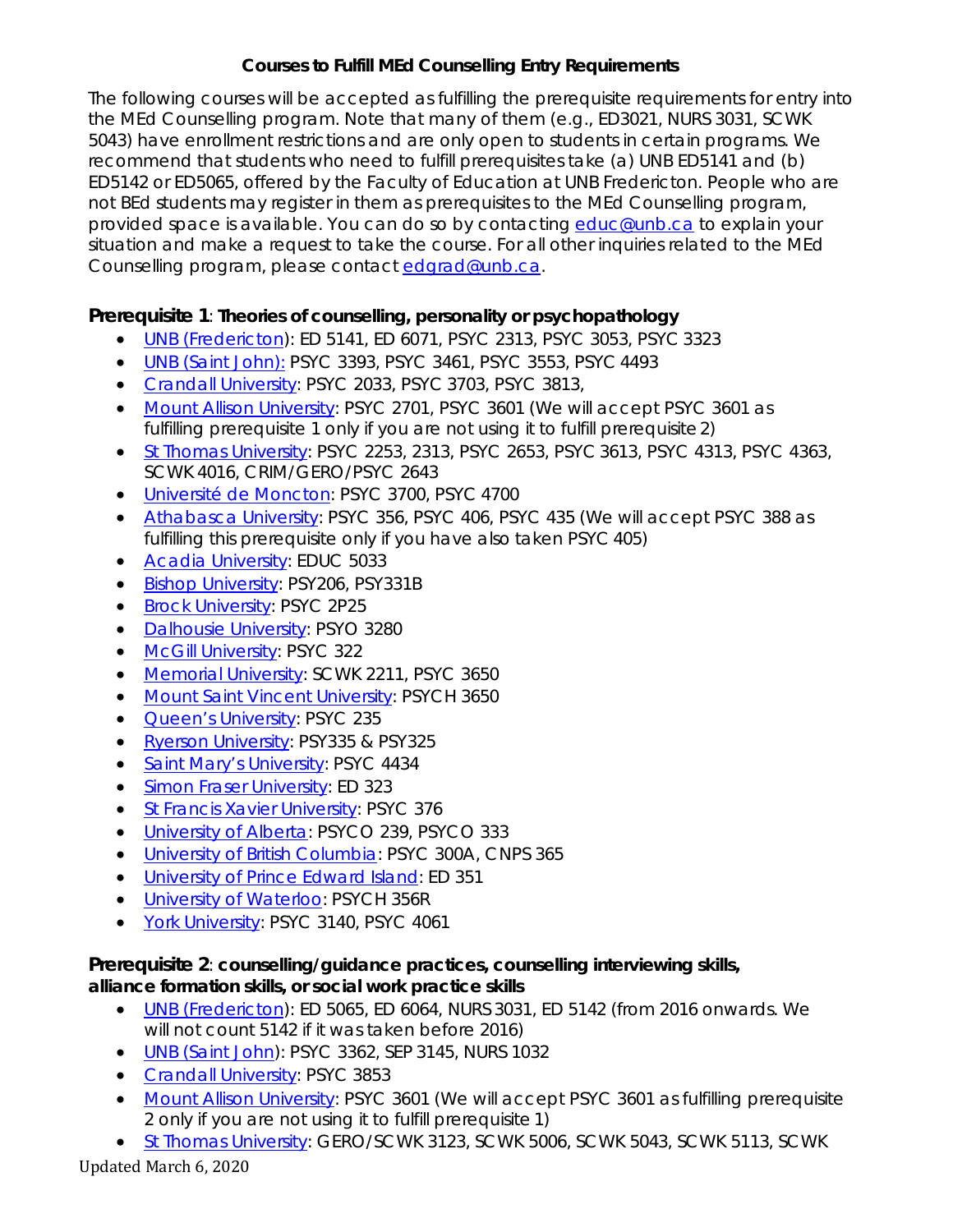# Courses to Fulfill MEd Counselling Entry Requirements

The following courses will be accepted as fulfilling the prerequisite requirements for entry into the MEd Counselling program. Note that many of them (e.g., ED3021, NURS 3031, SCWK 5043) have enrollment restrictions and are only open to students in certain programs. We recommend that students who need to fulfill prerequisites take (a) UNB ED5141 and (b) ED5142 or ED5065, offered by the Faculty of Education at UNB Fredericton. People who are not BEd students may register in them as prerequisites to the MEd Counselling program, provided space is available. You can do so by contacting [educ@unb.ca](mailto:educ@unb.ca) to explain your situation and make a request to take the course. For all other inquiries related to the MEd Counselling program, please contact [edgrad@unb.ca](mailto:edgrad@unb.ca).

## Prerequisite 1: Theories of counselling, personality or psychopathology

- UNB (Fredericton): ED 5141, ED 6071, PSYC 2313, PSYC 3053, PSYC 3323
- UNB (Saint John): PSYC 3393, PSYC 3461, PSYC 3553, PSYC 4493
- Crandall University: PSYC 2033, PSYC 3703, PSYC 3813,
- Mount Allison University: PSYC 2701, PSYC 3601 (We will accept PSYC 3601 as fulfilling prerequisite 1 only if you are not using it to fulfill prerequisite 2)
- St Thomas University: PSYC 2253, 2313, PSYC 2653, PSYC 3613, PSYC 4313, PSYC 4363, SCWK 4016, CRIM/GERO/PSYC 2643
- Université de Moncton: PSYC 3700, PSYC 4700
- Athabasca University: PSYC 356, PSYC 406, PSYC 435 (We will accept PSYC 388 as fulfilling this prerequisite only if you have also taken PSYC 405)
- Acadia University: EDUC 5033
- Bishop University: PSY206, PSY331B
- Brock University: PSYC 2P25
- Dalhousie University: PSYO 3280
- McGill University: PSYC 322
- Memorial University: SCWK 2211, PSYC 3650
- Mount Saint Vincent University: PSYCH 3650
- Queen's University: PSYC 235
- Ryerson University: PSY335 & PSY325
- Saint Mary's University: PSYC 4434
- Simon Fraser University: ED 323
- St Francis Xavier University: PSYC 376
- University of Alberta: PSYCO 239, PSYCO 333
- University of British Columbia: PSYC 300A, CNPS 365
- University of Prince Edward Island: ED 351
- University of Waterloo: PSYCH 356R
- York University: PSYC 3140, PSYC 4061

## Prerequisite 2: counselling/guidance practices, counselling interviewing skills, alliance formation skills, or social work practice skills

- UNB (Fredericton): ED 5065, ED 6064, NURS 3031, ED 5142 (from 2016 onwards. We will not count 5142 if it was taken before 2016)
- UNB (Saint John): PSYC 3362, SEP 3145, NURS 1032
- Crandall University: PSYC 3853
- Mount Allison University: PSYC 3601 (We will accept PSYC 3601 as fulfilling prerequisite 2 only if you are not using it to fulfill prerequisite 1)
- St Thomas University: GERO/SCWK 3123, SCWK 5006, SCWK 5043, SCWK 5113, SCWK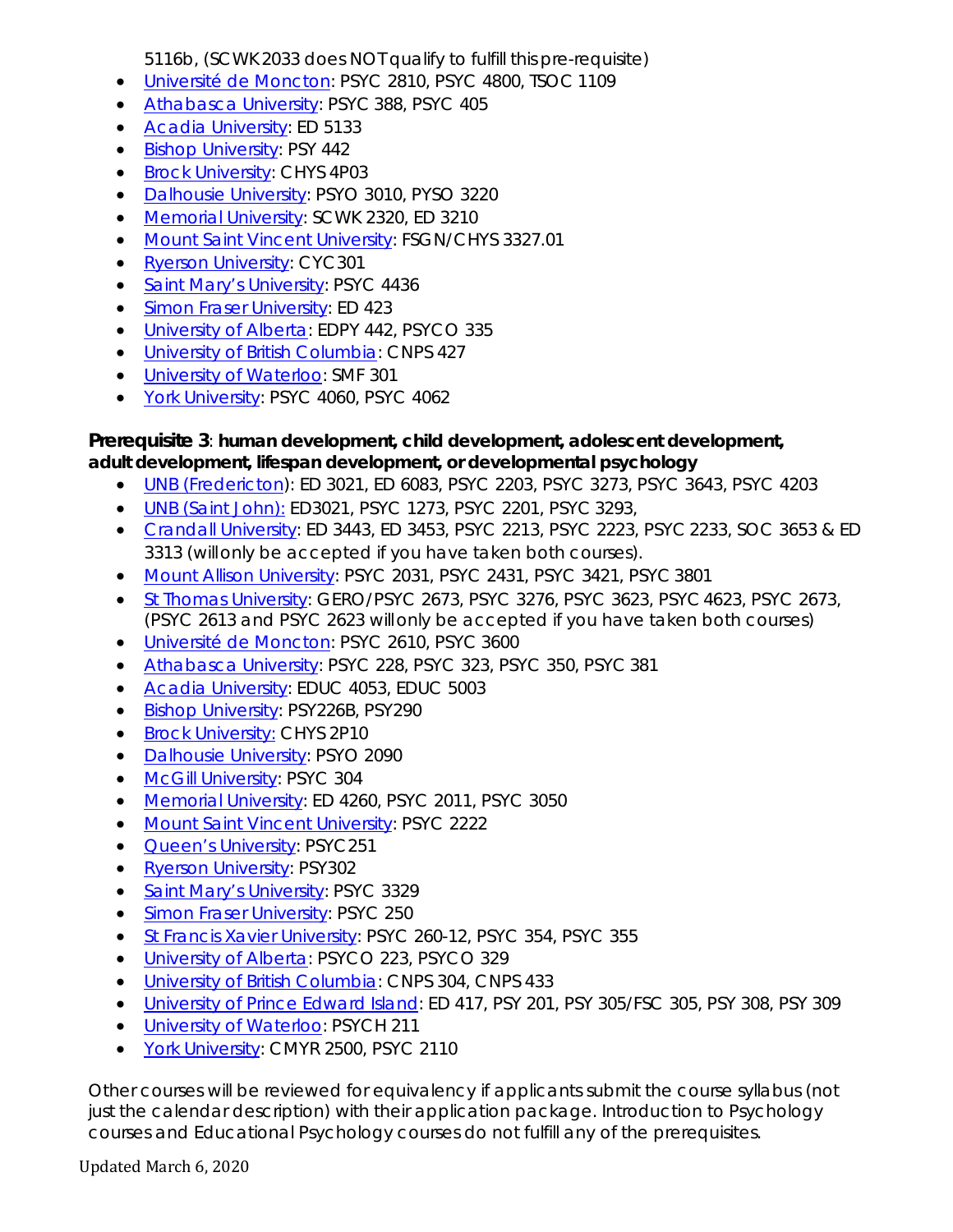5116b, (SCWK2033 does NOT qualify to fulfill this pre-requisite)

- Université de Moncton: PSYC 2810, PSYC 4800, TSOC 1109
- Athabasca University: PSYC 388, PSYC 405
- Acadia University: ED 5133
- Bishop University: PSY 442
- Brock University: CHYS 4P03
- Dalhousie University: PSYO 3010, PYSO 3220
- Memorial University: SCWK 2320, ED 3210
- Mount Saint Vincent University: FSGN/CHYS 3327.01
- Ryerson University: CYC301
- Saint Mary's University: PSYC 4436
- Simon Fraser University: ED 423
- University of Alberta: EDPY 442, PSYCO 335
- University of British Columbia: CNPS 427
- University of Waterloo: SMF 301
- York University: PSYC 4060, PSYC 4062

**Prerequisite 3**: **human development, child development, adolescent development, adult development, lifespan development, or developmental psychology**

- UNB (Fredericton): ED 3021, ED 6083, PSYC 2203, PSYC 3273, PSYC 3643, PSYC 4203
- UNB (Saint John): ED3021, PSYC 1273, PSYC 2201, PSYC 3293,
- Crandall University: ED 3443, ED 3453, PSYC 2213, PSYC 2223, PSYC 2233, SOC 3653 & ED 3313 (will only be accepted if you have taken both courses).
- Mount Allison University: PSYC 2031, PSYC 2431, PSYC 3421, PSYC 3801
- St Thomas University: GERO/PSYC 2673, PSYC 3276, PSYC 3623, PSYC 4623, PSYC 2673, (PSYC 2613 and PSYC 2623 will only be accepted if you have taken both courses)
- Université de Moncton: PSYC 2610, PSYC 3600
- Athabasca University: PSYC 228, PSYC 323, PSYC 350, PSYC 381
- Acadia University: EDUC 4053, EDUC 5003
- Bishop University: PSY226B, PSY290
- Brock University: CHYS 2P10
- Dalhousie University: PSYO 2090
- McGill University: PSYC 304
- Memorial University: ED 4260, PSYC 2011, PSYC 3050
- Mount Saint Vincent University: PSYC 2222
- Queen's University: PSYC251
- Ryerson University: PSY302
- Saint Mary's University: PSYC 3329
- Simon Fraser University: PSYC 250
- St Francis Xavier University: PSYC 260-12, PSYC 354, PSYC 355
- University of Alberta: PSYCO 223, PSYCO 329
- University of British Columbia: CNPS 304, CNPS 433
- University of Prince Edward Island: ED 417, PSY 201, PSY 305/FSC 305, PSY 308, PSY 309
- University of Waterloo: PSYCH 211
- York University: CMYR 2500, PSYC 2110

Other courses will be reviewed for equivalency if applicants submit the course syllabus (not just the calendar description) with their application package. Introduction to Psychology courses and Educational Psychology courses do not fulfill any of the prerequisites.

Updated March 6, 2020